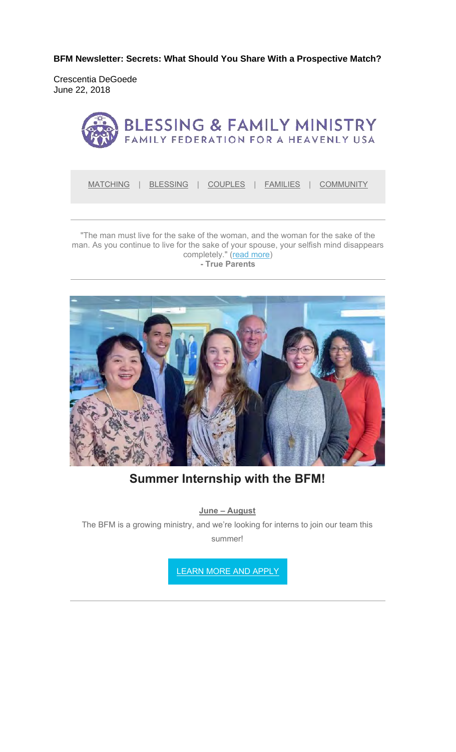**BFM Newsletter: Secrets: What Should You Share With a Prospective Match?**

Crescentia DeGoede
June 22, 2018

BLESSING & FAMILY MINISTRY
FAMILY FEDERATION FOR A HEAVENLY USA

MATCHING | BLESSING | COUPLES | FAMILIES | COMMUNITY

---

"The man must live for the sake of the woman, and the woman for the sake of the man. As you continue to live for the sake of your spouse, your selfish mind disappears completely." (read more)
**- True Parents**

---

## Summer Internship with the BFM!

**June – August**

The BFM is a growing ministry, and we're looking for interns to join our team this summer!

LEARN MORE AND APPLY

---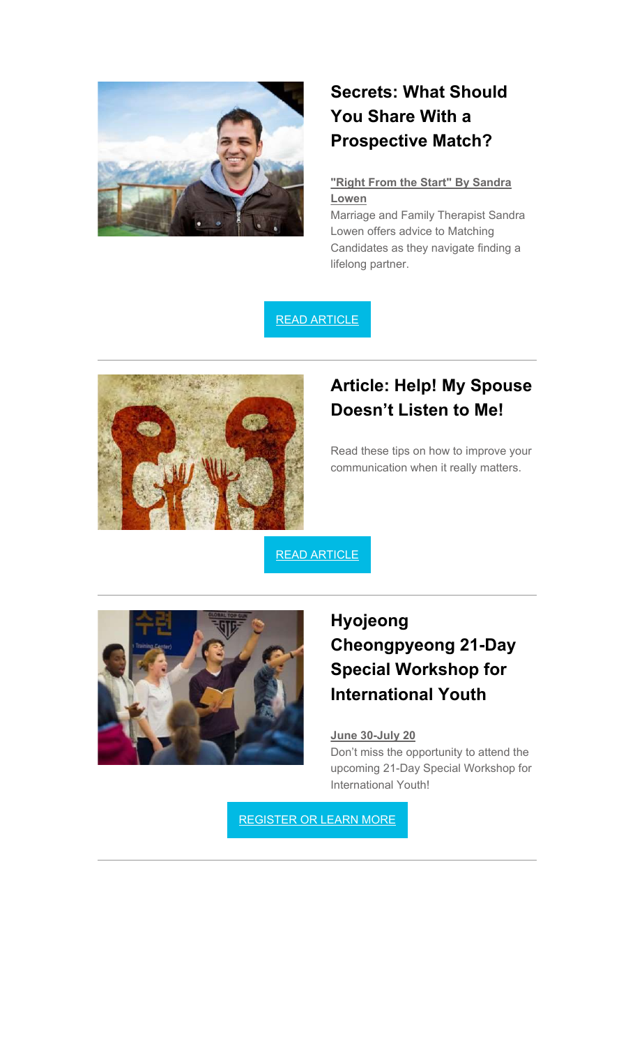## Secrets: What Should You Share With a Prospective Match?

**"Right From the Start" By Sandra Lowen**

Marriage and Family Therapist Sandra Lowen offers advice to Matching Candidates as they navigate finding a lifelong partner.

READ ARTICLE

---

## Article: Help! My Spouse Doesn't Listen to Me!

Read these tips on how to improve your communication when it really matters.

READ ARTICLE

---

## Hyojeong Cheongpyeong 21-Day Special Workshop for International Youth

**June 30-July 20**

Don't miss the opportunity to attend the upcoming 21-Day Special Workshop for International Youth!

REGISTER OR LEARN MORE

---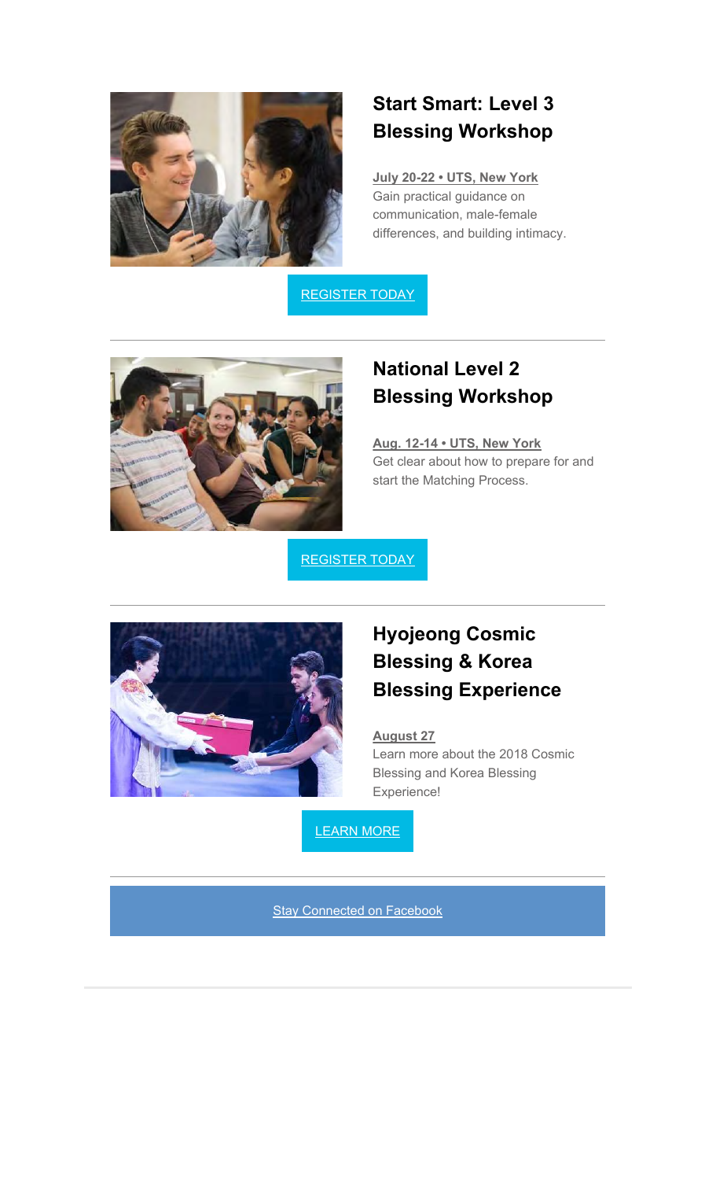## Start Smart: Level 3 Blessing Workshop

**July 20-22 • UTS, New York**

Gain practical guidance on communication, male-female differences, and building intimacy.

REGISTER TODAY

---

## National Level 2 Blessing Workshop

**Aug. 12-14 • UTS, New York**

Get clear about how to prepare for and start the Matching Process.

REGISTER TODAY

---

## Hyojeong Cosmic Blessing & Korea Blessing Experience

**August 27**

Learn more about the 2018 Cosmic Blessing and Korea Blessing Experience!

LEARN MORE

---

Stay Connected on Facebook